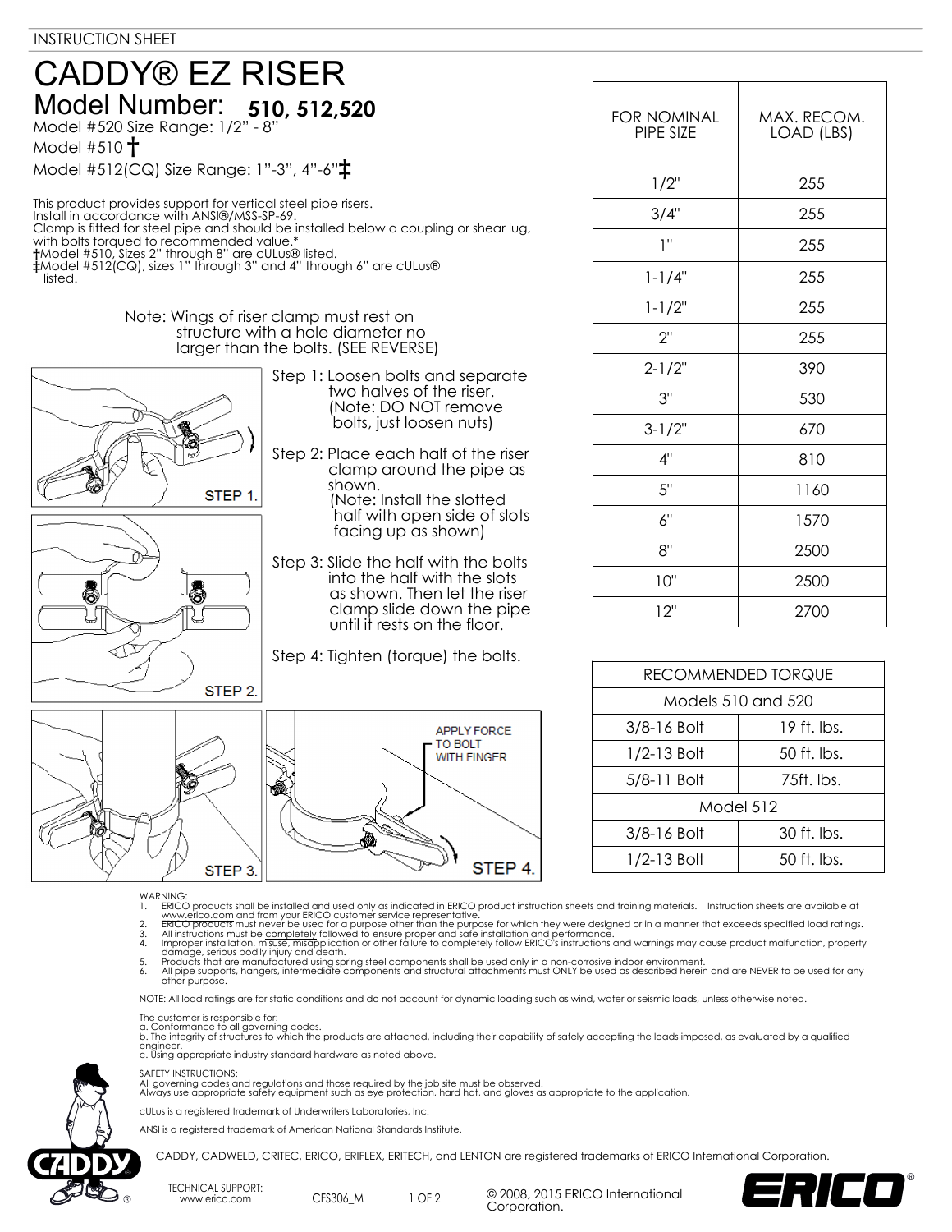INSTRUCTION SHEET

# CADDY® EZ RISER

## Model Number: 510, 512,520

Model #520 Size Range: 1/2" - 8"

Model #510 †

Model #512(CQ) Size Range: 1"-3", 4"-6"‡

This product provides support for vertical steel pipe risers.
Install in accordance with ANSI®/MSS-SP-69.
Clamp is fitted for steel pipe and should be installed below a coupling or shear lug, with bolts torqued to recommended value.*
†Model #510, Sizes 2" through 8" are cULus® listed.
‡Model #512(CQ), sizes 1" through 3" and 4" through 6" are cULus® listed.

Note: Wings of riser clamp must rest on structure with a hole diameter no larger than the bolts. (SEE REVERSE)

STEP 1.

STEP 2.

STEP 3.

APPLY FORCE TO BOLT WITH FINGER

STEP 4.

Step 1: Loosen bolts and separate two halves of the riser. (Note: DO NOT remove bolts, just loosen nuts)

Step 2: Place each half of the riser clamp around the pipe as shown. (Note: Install the slotted half with open side of slots facing up as shown)

Step 3: Slide the half with the bolts into the half with the slots as shown. Then let the riser clamp slide down the pipe until it rests on the floor.

Step 4: Tighten (torque) the bolts.

| FOR NOMINAL PIPE SIZE | MAX. RECOM. LOAD (LBS) |
|---|---|
| 1/2" | 255 |
| 3/4" | 255 |
| 1" | 255 |
| 1-1/4" | 255 |
| 1-1/2" | 255 |
| 2" | 255 |
| 2-1/2" | 390 |
| 3" | 530 |
| 3-1/2" | 670 |
| 4" | 810 |
| 5" | 1160 |
| 6" | 1570 |
| 8" | 2500 |
| 10" | 2500 |
| 12" | 2700 |

| RECOMMENDED TORQUE | |
|---|---|
| Models 510 and 520 | |
| 3/8-16 Bolt | 19 ft. lbs. |
| 1/2-13 Bolt | 50 ft. lbs. |
| 5/8-11 Bolt | 75ft. lbs. |
| Model 512 | |
| 3/8-16 Bolt | 30 ft. lbs. |
| 1/2-13 Bolt | 50 ft. lbs. |

WARNING:
1. ERICO products shall be installed and used only as indicated in ERICO product instruction sheets and training materials. Instruction sheets are available at www.erico.com and from your ERICO customer service representative.
2. ERICO products must never be used for a purpose other than the purpose for which they were designed or in a manner that exceeds specified load ratings.
3. All instructions must be completely followed to ensure proper and safe installation and performance.
4. Improper installation, misuse, misapplication or other failure to completely follow ERICO's instructions and warnings may cause product malfunction, property damage, serious bodily injury and death.
5. Products that are manufactured using spring steel components shall be used only in a non-corrosive indoor environment.
6. All pipe supports, hangers, intermediate components and structural attachments must ONLY be used as described herein and are NEVER to be used for any other purpose.

NOTE: All load ratings are for static conditions and do not account for dynamic loading such as wind, water or seismic loads, unless otherwise noted.

The customer is responsible for:
a. Conformance to all governing codes.
b. The integrity of structures to which the products are attached, including their capability of safely accepting the loads imposed, as evaluated by a qualified engineer.
c. Using appropriate industry standard hardware as noted above.

SAFETY INSTRUCTIONS:
All governing codes and regulations and those required by the job site must be observed.
Always use appropriate safety equipment such as eye protection, hard hat, and gloves as appropriate to the application.

cULus is a registered trademark of Underwriters Laboratories, Inc.

ANSI is a registered trademark of American National Standards Institute.

CADDY, CADWELD, CRITEC, ERICO, ERIFLEX, ERITECH, and LENTON are registered trademarks of ERICO International Corporation.

TECHNICAL SUPPORT: www.erico.com

CFS306_M

© 2008, 2015 ERICO International Corporation.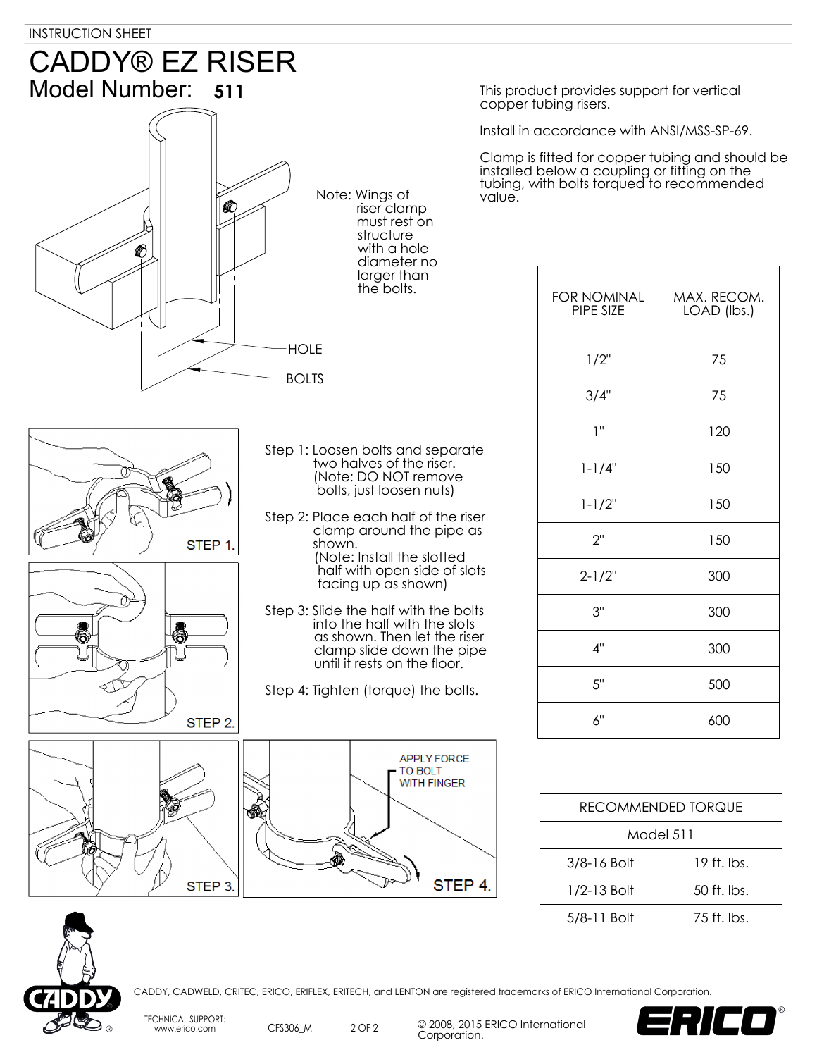INSTRUCTION SHEET

# CADDY® EZ RISER

## Model Number: 511

This product provides support for vertical copper tubing risers.

Install in accordance with ANSI/MSS-SP-69.

Clamp is fitted for copper tubing and should be installed below a coupling or fitting on the tubing, with bolts torqued to recommended value.

Note: Wings of riser clamp must rest on structure with a hole diameter no larger than the bolts.

HOLE

BOLTS

| FOR NOMINAL PIPE SIZE | MAX. RECOM. LOAD (lbs.) |
|---|---|
| 1/2" | 75 |
| 3/4" | 75 |
| 1" | 120 |
| 1-1/4" | 150 |
| 1-1/2" | 150 |
| 2" | 150 |
| 2-1/2" | 300 |
| 3" | 300 |
| 4" | 300 |
| 5" | 500 |
| 6" | 600 |

Step 1: Loosen bolts and separate two halves of the riser. (Note: DO NOT remove bolts, just loosen nuts)

Step 2: Place each half of the riser clamp around the pipe as shown. (Note: Install the slotted half with open side of slots facing up as shown)

Step 3: Slide the half with the bolts into the half with the slots as shown. Then let the riser clamp slide down the pipe until it rests on the floor.

Step 4: Tighten (torque) the bolts.

STEP 1.

STEP 2.

STEP 3.

APPLY FORCE TO BOLT WITH FINGER

STEP 4.

| RECOMMENDED TORQUE | |
|---|---|
| Model 511 | |
| 3/8-16 Bolt | 19 ft. lbs. |
| 1/2-13 Bolt | 50 ft. lbs. |
| 5/8-11 Bolt | 75 ft. lbs. |

CADDY, CADWELD, CRITEC, ERICO, ERIFLEX, ERITECH, and LENTON are registered trademarks of ERICO International Corporation.

TECHNICAL SUPPORT: www.erico.com

CFS306_M

© 2008, 2015 ERICO International Corporation.